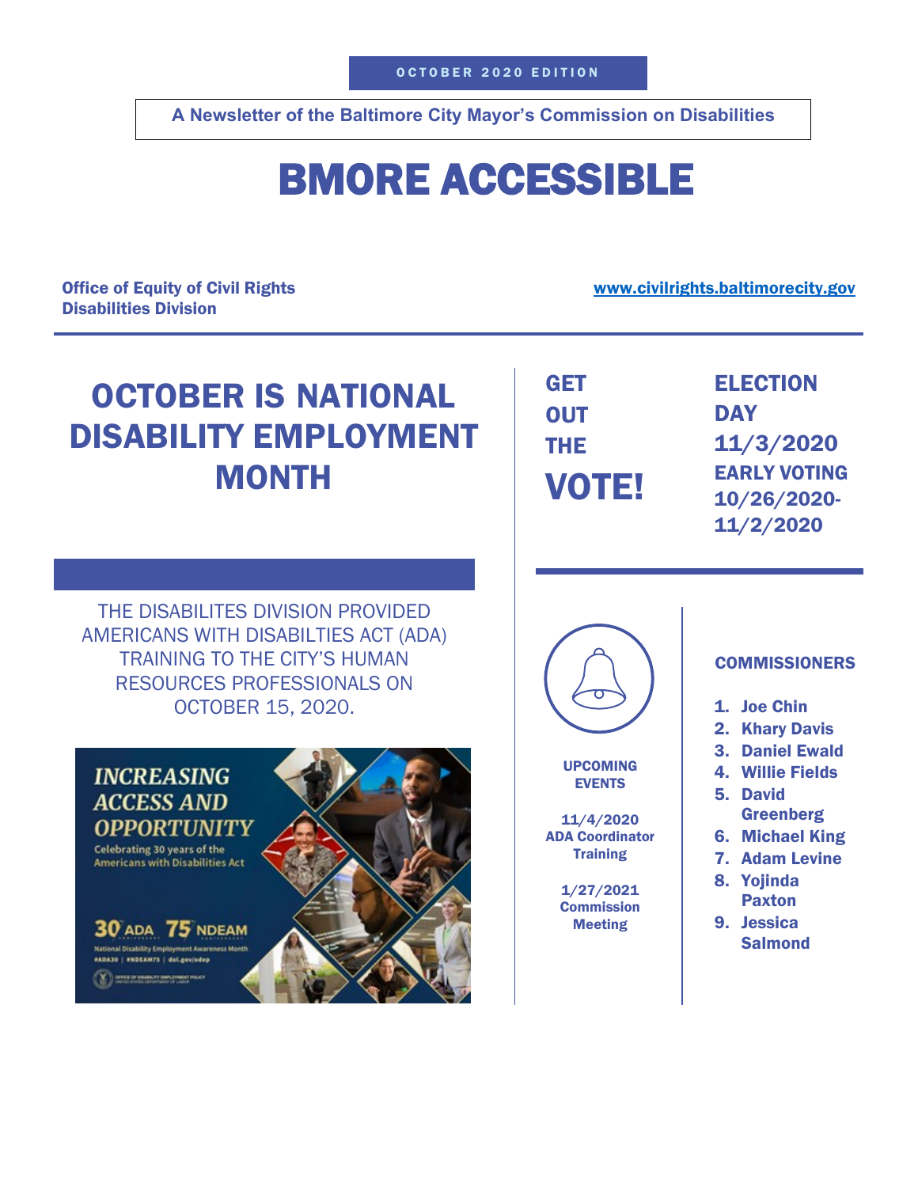OCTOBER 2020 EDITION

**A Newsletter of the Baltimore City Mayor's Commission on Disabilities**

# BMORE ACCESSIBLE

**Office of Equity of Civil Rights**
**Disabilities Division**

**www.civilrights.baltimorecity.gov**

## OCTOBER IS NATIONAL DISABILITY EMPLOYMENT MONTH

THE DISABILITES DIVISION PROVIDED AMERICANS WITH DISABILTIES ACT (ADA) TRAINING TO THE CITY'S HUMAN RESOURCES PROFESSIONALS ON OCTOBER 15, 2020.

## GET OUT THE VOTE!

**ELECTION DAY 11/3/2020**

**EARLY VOTING 10/26/2020-11/2/2020**

### UPCOMING EVENTS

**11/4/2020**
**ADA Coordinator Training**

**1/27/2021**
**Commission Meeting**

### COMMISSIONERS

1. Joe Chin
2. Khary Davis
3. Daniel Ewald
4. Willie Fields
5. David Greenberg
6. Michael King
7. Adam Levine
8. Yojinda Paxton
9. Jessica Salmond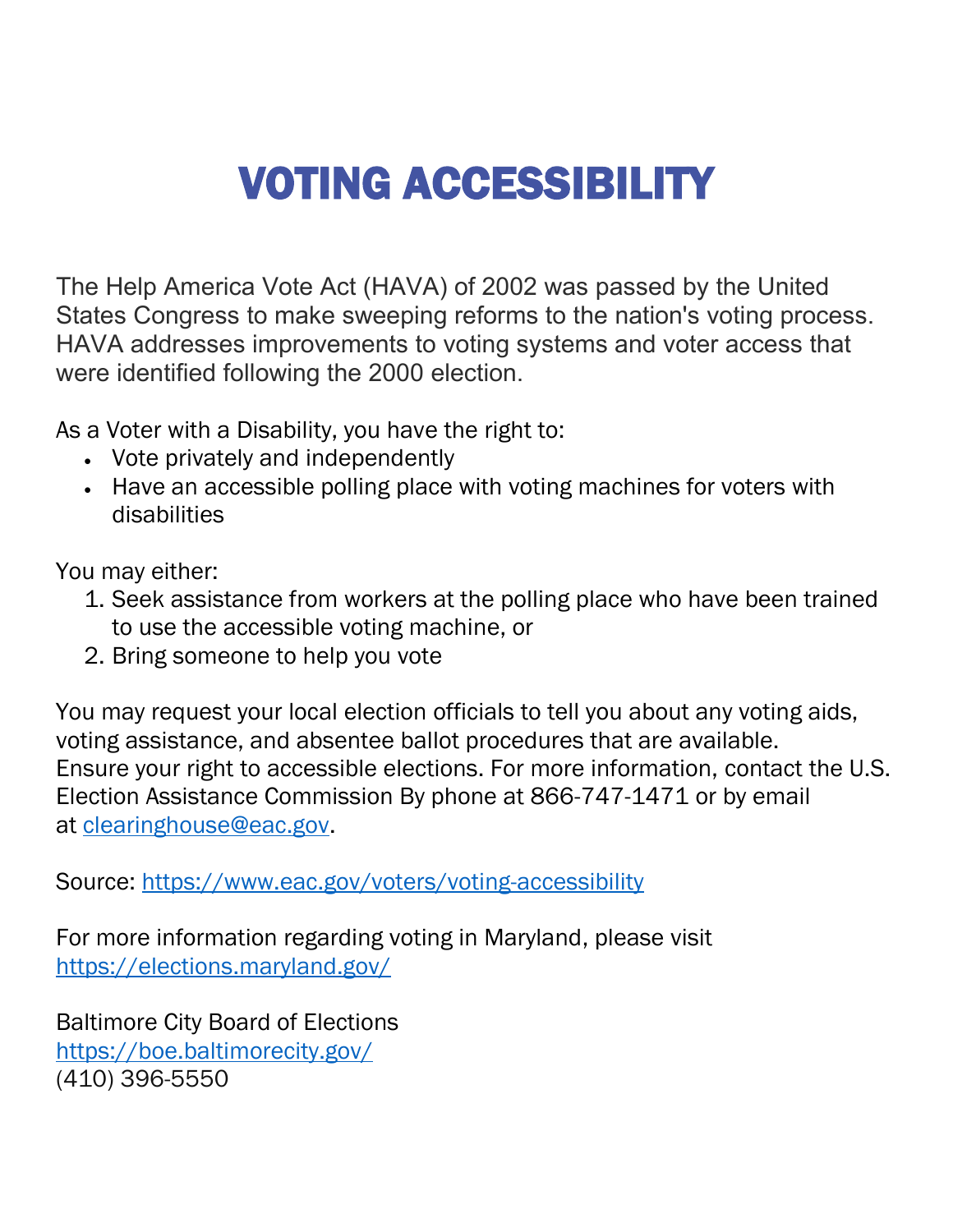# VOTING ACCESSIBILITY

The Help America Vote Act (HAVA) of 2002 was passed by the United States Congress to make sweeping reforms to the nation's voting process. HAVA addresses improvements to voting systems and voter access that were identified following the 2000 election.

As a Voter with a Disability, you have the right to:

- Vote privately and independently
- Have an accessible polling place with voting machines for voters with disabilities

You may either:

1. Seek assistance from workers at the polling place who have been trained to use the accessible voting machine, or
2. Bring someone to help you vote

You may request your local election officials to tell you about any voting aids, voting assistance, and absentee ballot procedures that are available.
Ensure your right to accessible elections. For more information, contact the U.S. Election Assistance Commission By phone at 866-747-1471 or by email at clearinghouse@eac.gov.

Source: https://www.eac.gov/voters/voting-accessibility

For more information regarding voting in Maryland, please visit
https://elections.maryland.gov/

Baltimore City Board of Elections
https://boe.baltimorecity.gov/
(410) 396-5550